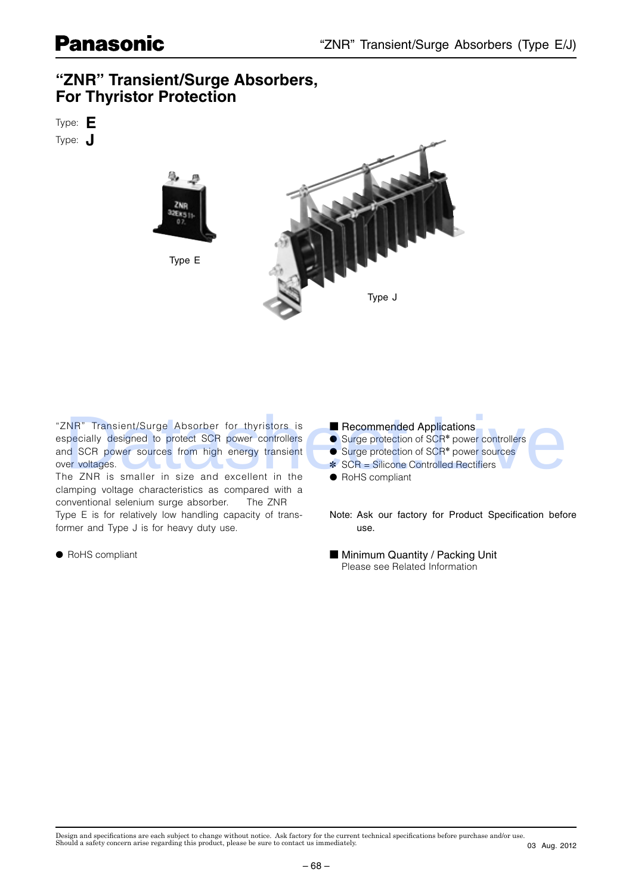# "ZNR" Transient/Surge Absorbers, For Thyristor Protection

Type: **E**

Type: **J**

Type E

Type J

"ZNR" Transient/Surge Absorber for thyristors is especially designed to protect SCR power controllers and SCR power sources from high energy transient over voltages.
The ZNR is smaller in size and excellent in the clamping voltage characteristics as compared with a conventional selenium surge absorber. The ZNR Type E is for relatively low handling capacity of transformer and Type J is for heavy duty use.

- RoHS compliant

## ■ Recommended Applications

- Surge protection of SCR* power controllers
- Surge protection of SCR* power sources

✻ SCR = Silicone Controlled Rectifiers

- RoHS compliant

Note: Ask our factory for Product Specification before use.

## ■ Minimum Quantity / Packing Unit

Please see Related Information

Design and specifications are each subject to change without notice. Ask factory for the current technical specifications before purchase and/or use.
Should a safety concern arise regarding this product, please be sure to contact us immediately.

03 Aug. 2012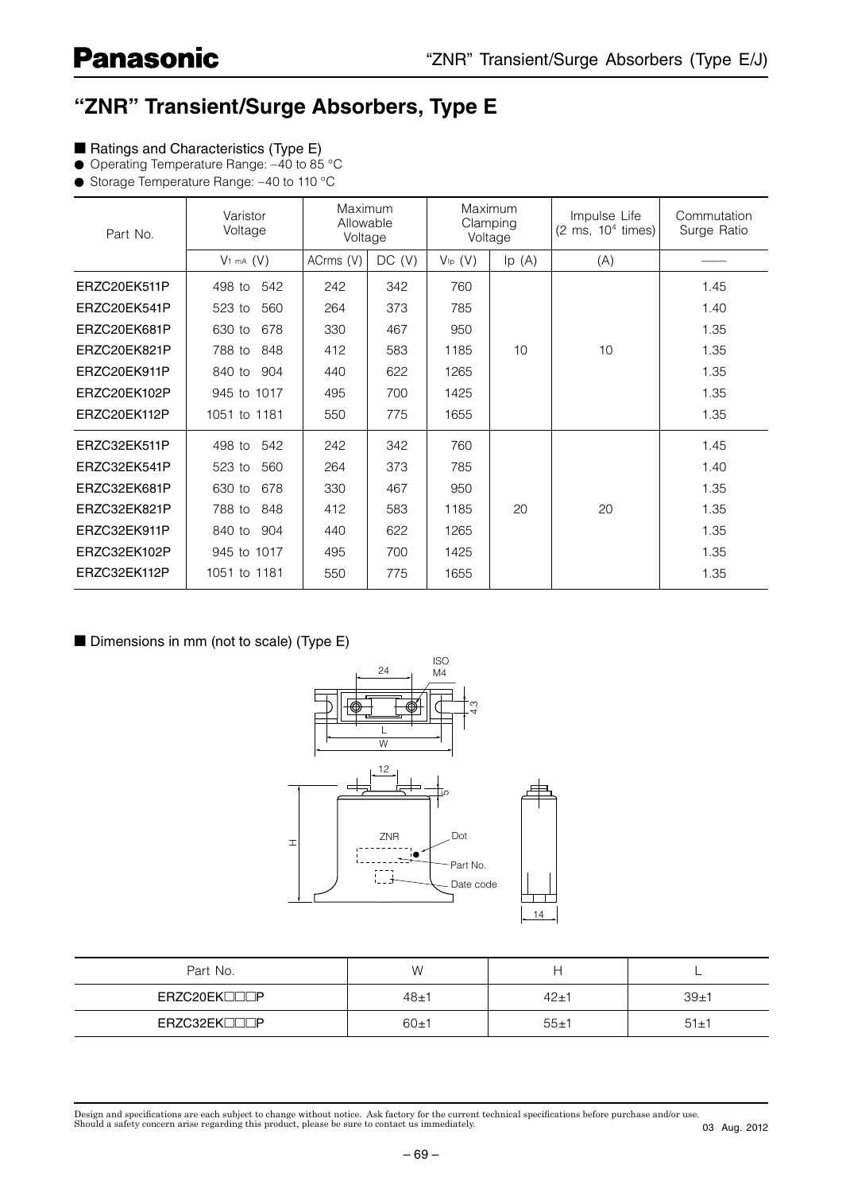# "ZNR" Transient/Surge Absorbers, Type E

■ Ratings and Characteristics (Type E)

- Operating Temperature Range: −40 to 85 °C
- Storage Temperature Range: −40 to 110 °C

| Part No. | Varistor Voltage | Maximum Allowable Voltage | | Maximum Clamping Voltage | | Impulse Life (2 ms, $10^4$ times) | Commutation Surge Ratio |
|---|---|---|---|---|---|---|---|
| | $V_{1\,mA}$ (V) | ACrms (V) | DC (V) | $V_{Ip}$ (V) | Ip (A) | (A) | —— |
| ERZC20EK511P | 498 to 542 | 242 | 342 | 760 | 10 | 10 | 1.45 |
| ERZC20EK541P | 523 to 560 | 264 | 373 | 785 | 10 | 10 | 1.40 |
| ERZC20EK681P | 630 to 678 | 330 | 467 | 950 | 10 | 10 | 1.35 |
| ERZC20EK821P | 788 to 848 | 412 | 583 | 1185 | 10 | 10 | 1.35 |
| ERZC20EK911P | 840 to 904 | 440 | 622 | 1265 | 10 | 10 | 1.35 |
| ERZC20EK102P | 945 to 1017 | 495 | 700 | 1425 | 10 | 10 | 1.35 |
| ERZC20EK112P | 1051 to 1181 | 550 | 775 | 1655 | 10 | 10 | 1.35 |
| ERZC32EK511P | 498 to 542 | 242 | 342 | 760 | 20 | 20 | 1.45 |
| ERZC32EK541P | 523 to 560 | 264 | 373 | 785 | 20 | 20 | 1.40 |
| ERZC32EK681P | 630 to 678 | 330 | 467 | 950 | 20 | 20 | 1.35 |
| ERZC32EK821P | 788 to 848 | 412 | 583 | 1185 | 20 | 20 | 1.35 |
| ERZC32EK911P | 840 to 904 | 440 | 622 | 1265 | 20 | 20 | 1.35 |
| ERZC32EK102P | 945 to 1017 | 495 | 700 | 1425 | 20 | 20 | 1.35 |
| ERZC32EK112P | 1051 to 1181 | 550 | 775 | 1655 | 20 | 20 | 1.35 |

■ Dimensions in mm (not to scale) (Type E)

24, ISO M4, 4.3, L, W, 12, 5, H, ZNR, Dot, Part No., Date code, 14

| Part No. | W | H | L |
|---|---|---|---|
| ERZC20EK□□□P | 48±1 | 42±1 | 39±1 |
| ERZC32EK□□□P | 60±1 | 55±1 | 51±1 |

Design and specifications are each subject to change without notice. Ask factory for the current technical specifications before purchase and/or use.
Should a safety concern arise regarding this product, please be sure to contact us immediately.

03 Aug. 2012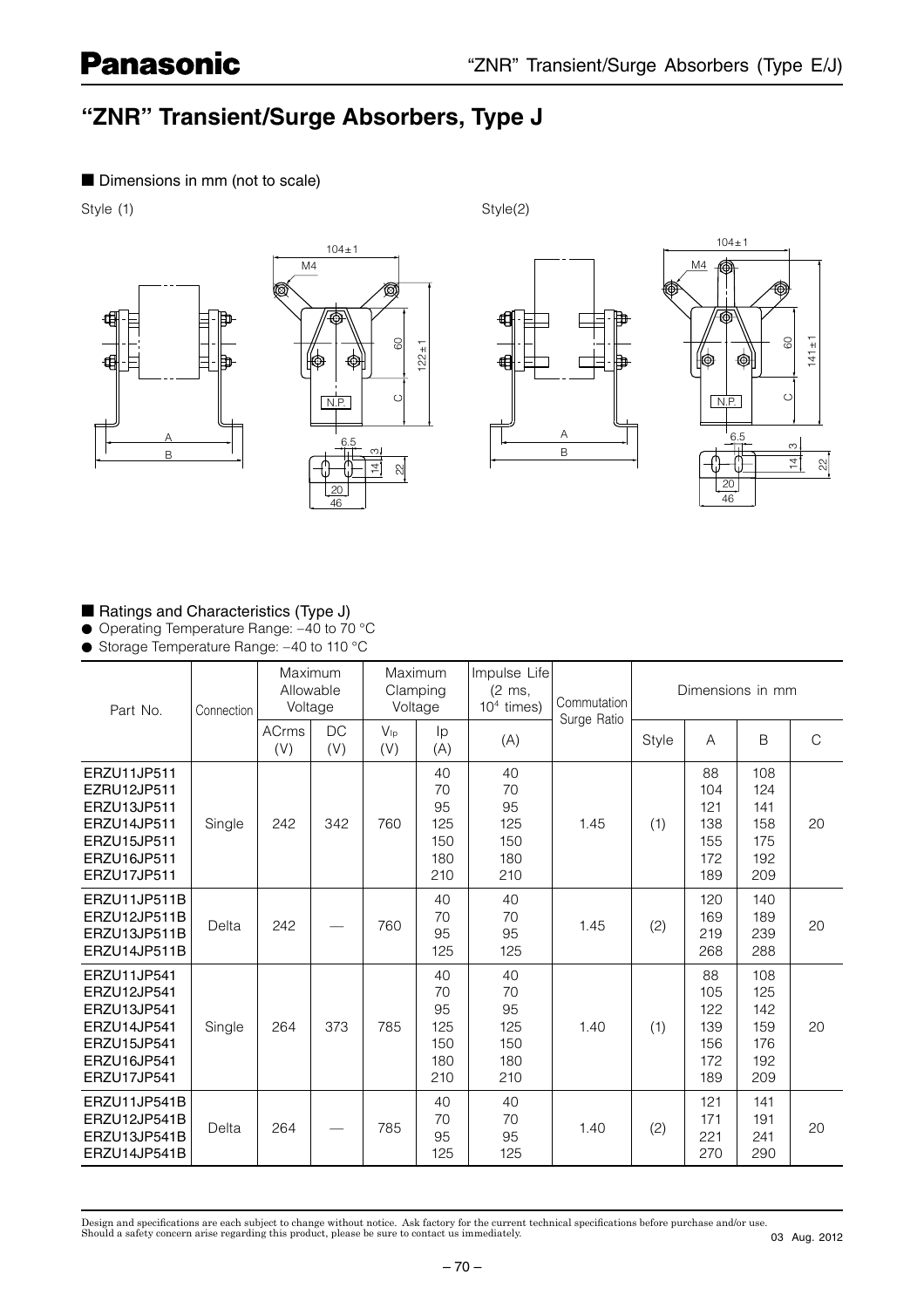# "ZNR" Transient/Surge Absorbers, Type J

## ■ Dimensions in mm (not to scale)

Style (1)

Style(2)

## ■ Ratings and Characteristics (Type J)

- Operating Temperature Range: −40 to 70 °C
- Storage Temperature Range: −40 to 110 °C

| Part No. | Connection | Maximum Allowable Voltage | | Maximum Clamping Voltage | | Impulse Life (2 ms, $10^4$ times) | Commutation Surge Ratio | Dimensions in mm | | | |
|---|---|---|---|---|---|---|---|---|---|---|---|
| | | ACrms (V) | DC (V) | $V_{Ip}$ (V) | Ip (A) | (A) | | Style | A | B | C |
| ERZU11JP511<br>EZRU12JP511<br>ERZU13JP511<br>ERZU14JP511<br>ERZU15JP511<br>ERZU16JP511<br>ERZU17JP511 | Single | 242 | 342 | 760 | 40<br>70<br>95<br>125<br>150<br>180<br>210 | 40<br>70<br>95<br>125<br>150<br>180<br>210 | 1.45 | (1) | 88<br>104<br>121<br>138<br>155<br>172<br>189 | 108<br>124<br>141<br>158<br>175<br>192<br>209 | 20 |
| ERZU11JP511B<br>ERZU12JP511B<br>ERZU13JP511B<br>ERZU14JP511B | Delta | 242 | — | 760 | 40<br>70<br>95<br>125 | 40<br>70<br>95<br>125 | 1.45 | (2) | 120<br>169<br>219<br>268 | 140<br>189<br>239<br>288 | 20 |
| ERZU11JP541<br>ERZU12JP541<br>ERZU13JP541<br>ERZU14JP541<br>ERZU15JP541<br>ERZU16JP541<br>ERZU17JP541 | Single | 264 | 373 | 785 | 40<br>70<br>95<br>125<br>150<br>180<br>210 | 40<br>70<br>95<br>125<br>150<br>180<br>210 | 1.40 | (1) | 88<br>105<br>122<br>139<br>156<br>172<br>189 | 108<br>125<br>142<br>159<br>176<br>192<br>209 | 20 |
| ERZU11JP541B<br>ERZU12JP541B<br>ERZU13JP541B<br>ERZU14JP541B | Delta | 264 | — | 785 | 40<br>70<br>95<br>125 | 40<br>70<br>95<br>125 | 1.40 | (2) | 121<br>171<br>221<br>270 | 141<br>191<br>241<br>290 | 20 |

Design and specifications are each subject to change without notice. Ask factory for the current technical specifications before purchase and/or use.
Should a safety concern arise regarding this product, please be sure to contact us immediately.

03 Aug. 2012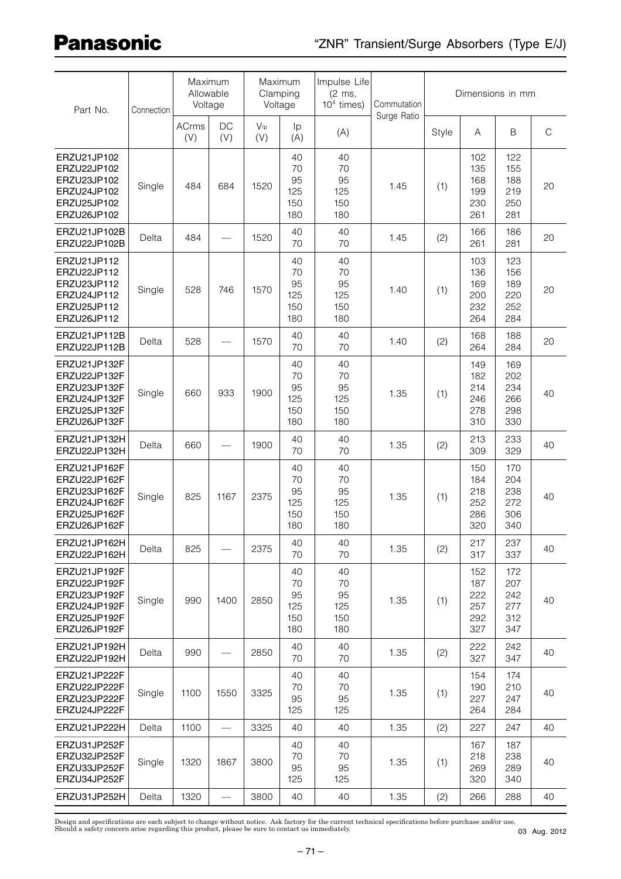| Part No. | Connection | Maximum Allowable Voltage | | Maximum Clamping Voltage | | Impulse Life (2 ms, $10^4$ times) | Commutation Surge Ratio | Dimensions in mm | | | |
|---|---|---|---|---|---|---|---|---|---|---|---|
| | | ACrms (V) | DC (V) | $V_{Ip}$ (V) | Ip (A) | (A) | | Style | A | B | C |
| ERZU21JP102<br>ERZU22JP102<br>ERZU23JP102<br>ERZU24JP102<br>ERZU25JP102<br>ERZU26JP102 | Single | 484 | 684 | 1520 | 40<br>70<br>95<br>125<br>150<br>180 | 40<br>70<br>95<br>125<br>150<br>180 | 1.45 | (1) | 102<br>135<br>168<br>199<br>230<br>261 | 122<br>155<br>188<br>219<br>250<br>281 | 20 |
| ERZU21JP102B<br>ERZU22JP102B | Delta | 484 | — | 1520 | 40<br>70 | 40<br>70 | 1.45 | (2) | 166<br>261 | 186<br>281 | 20 |
| ERZU21JP112<br>ERZU22JP112<br>ERZU23JP112<br>ERZU24JP112<br>ERZU25JP112<br>ERZU26JP112 | Single | 528 | 746 | 1570 | 40<br>70<br>95<br>125<br>150<br>180 | 40<br>70<br>95<br>125<br>150<br>180 | 1.40 | (1) | 103<br>136<br>169<br>200<br>232<br>264 | 123<br>156<br>189<br>220<br>252<br>284 | 20 |
| ERZU21JP112B<br>ERZU22JP112B | Delta | 528 | — | 1570 | 40<br>70 | 40<br>70 | 1.40 | (2) | 168<br>264 | 188<br>284 | 20 |
| ERZU21JP132F<br>ERZU22JP132F<br>ERZU23JP132F<br>ERZU24JP132F<br>ERZU25JP132F<br>ERZU26JP132F | Single | 660 | 933 | 1900 | 40<br>70<br>95<br>125<br>150<br>180 | 40<br>70<br>95<br>125<br>150<br>180 | 1.35 | (1) | 149<br>182<br>214<br>246<br>278<br>310 | 169<br>202<br>234<br>266<br>298<br>330 | 40 |
| ERZU21JP132H<br>ERZU22JP132H | Delta | 660 | — | 1900 | 40<br>70 | 40<br>70 | 1.35 | (2) | 213<br>309 | 233<br>329 | 40 |
| ERZU21JP162F<br>ERZU22JP162F<br>ERZU23JP162F<br>ERZU24JP162F<br>ERZU25JP162F<br>ERZU26JP162F | Single | 825 | 1167 | 2375 | 40<br>70<br>95<br>125<br>150<br>180 | 40<br>70<br>95<br>125<br>150<br>180 | 1.35 | (1) | 150<br>184<br>218<br>252<br>286<br>320 | 170<br>204<br>238<br>272<br>306<br>340 | 40 |
| ERZU21JP162H<br>ERZU22JP162H | Delta | 825 | — | 2375 | 40<br>70 | 40<br>70 | 1.35 | (2) | 217<br>317 | 237<br>337 | 40 |
| ERZU21JP192F<br>ERZU22JP192F<br>ERZU23JP192F<br>ERZU24JP192F<br>ERZU25JP192F<br>ERZU26JP192F | Single | 990 | 1400 | 2850 | 40<br>70<br>95<br>125<br>150<br>180 | 40<br>70<br>95<br>125<br>150<br>180 | 1.35 | (1) | 152<br>187<br>222<br>257<br>292<br>327 | 172<br>207<br>242<br>277<br>312<br>347 | 40 |
| ERZU21JP192H<br>ERZU22JP192H | Delta | 990 | — | 2850 | 40<br>70 | 40<br>70 | 1.35 | (2) | 222<br>327 | 242<br>347 | 40 |
| ERZU21JP222F<br>ERZU22JP222F<br>ERZU23JP222F<br>ERZU24JP222F | Single | 1100 | 1550 | 3325 | 40<br>70<br>95<br>125 | 40<br>70<br>95<br>125 | 1.35 | (1) | 154<br>190<br>227<br>264 | 174<br>210<br>247<br>284 | 40 |
| ERZU21JP222H | Delta | 1100 | — | 3325 | 40 | 40 | 1.35 | (2) | 227 | 247 | 40 |
| ERZU31JP252F<br>ERZU32JP252F<br>ERZU33JP252F<br>ERZU34JP252F | Single | 1320 | 1867 | 3800 | 40<br>70<br>95<br>125 | 40<br>70<br>95<br>125 | 1.35 | (1) | 167<br>218<br>269<br>320 | 187<br>238<br>289<br>340 | 40 |
| ERZU31JP252H | Delta | 1320 | — | 3800 | 40 | 40 | 1.35 | (2) | 266 | 288 | 40 |

Design and specifications are each subject to change without notice. Ask factory for the current technical specifications before purchase and/or use.
Should a safety concern arise regarding this product, please be sure to contact us immediately.

03 Aug. 2012